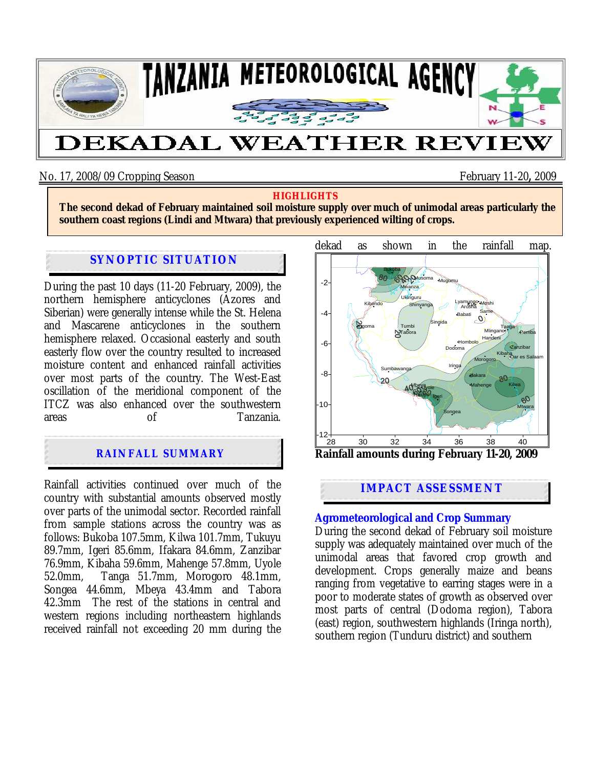# TANZANIA METEOROLOGICAL AGENCY

# DEKADAL WEATHER REVIEW

No. 17, 2008/09 Cropping Season — February 11-20, 2009

**HIGHLIGHTS**

**The second dekad of February maintained soil moisture supply over much of unimodal areas particularly the southern coast regions (Lindi and Mtwara) that previously experienced wilting of crops.**

## SYNOPTIC SITUATION

During the past 10 days (11-20 February, 2009), the northern hemisphere anticyclones (Azores and Siberian) were generally intense while the St. Helena and Mascarene anticyclones in the southern hemisphere relaxed. Occasional easterly and south easterly flow over the country resulted to increased moisture content and enhanced rainfall activities over most parts of the country. The West-East oscillation of the meridional component of the ITCZ was also enhanced over the southwestern areas of Tanzania.

## RAINFALL SUMMARY

Rainfall activities continued over much of the country with substantial amounts observed mostly over parts of the unimodal sector. Recorded rainfall from sample stations across the country was as follows: Bukoba 107.5mm, Kilwa 101.7mm, Tukuyu 89.7mm, Igeri 85.6mm, Ifakara 84.6mm, Zanzibar 76.9mm, Kibaha 59.6mm, Mahenge 57.8mm, Uyole 52.0mm, Tanga 51.7mm, Morogoro 48.1mm, Songea 44.6mm, Mbeya 43.4mm and Tabora 42.3mm The rest of the stations in central and western regions including northeastern highlands received rainfall not exceeding 20 mm during the dekad as shown in the rainfall map.

Rainfall amounts during February 11-20, 2009

## IMPACT ASSESSMENT

### Agrometeorological and Crop Summary

During the second dekad of February soil moisture supply was adequately maintained over much of the unimodal areas that favored crop growth and development. Crops generally maize and beans ranging from vegetative to earring stages were in a poor to moderate states of growth as observed over most parts of central (Dodoma region), Tabora (east) region, southwestern highlands (Iringa north), southern region (Tunduru district) and southern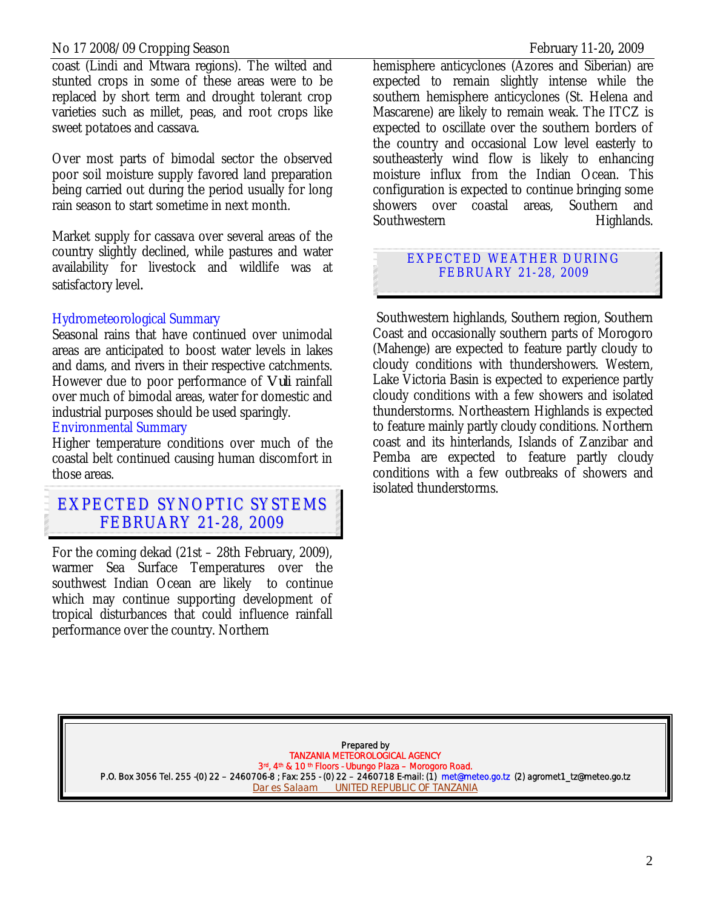coast (Lindi and Mtwara regions). The wilted and stunted crops in some of these areas were to be replaced by short term and drought tolerant crop varieties such as millet, peas, and root crops like sweet potatoes and cassava.

Over most parts of bimodal sector the observed poor soil moisture supply favored land preparation being carried out during the period usually for long rain season to start sometime in next month.

Market supply for cassava over several areas of the country slightly declined, while pastures and water availability for livestock and wildlife was at satisfactory level.

### Hydrometeorological Summary

Seasonal rains that have continued over unimodal areas are anticipated to boost water levels in lakes and dams, and rivers in their respective catchments. However due to poor performance of Vuli rainfall over much of bimodal areas, water for domestic and industrial purposes should be used sparingly.

### Environmental Summary

Higher temperature conditions over much of the coastal belt continued causing human discomfort in those areas.

## EXPECTED SYNOPTIC SYSTEMS FEBRUARY 21-28, 2009

For the coming dekad (21st – 28th February, 2009), warmer Sea Surface Temperatures over the southwest Indian Ocean are likely to continue which may continue supporting development of tropical disturbances that could influence rainfall performance over the country. Northern hemisphere anticyclones (Azores and Siberian) are expected to remain slightly intense while the southern hemisphere anticyclones (St. Helena and Mascarene) are likely to remain weak. The ITCZ is expected to oscillate over the southern borders of the country and occasional Low level easterly to southeasterly wind flow is likely to enhancing moisture influx from the Indian Ocean. This configuration is expected to continue bringing some showers over coastal areas, Southern and Southwestern Highlands.

## EXPECTED WEATHER DURING FEBRUARY 21-28, 2009

Southwestern highlands, Southern region, Southern Coast and occasionally southern parts of Morogoro (Mahenge) are expected to feature partly cloudy to cloudy conditions with thundershowers. Western, Lake Victoria Basin is expected to experience partly cloudy conditions with a few showers and isolated thunderstorms. Northeastern Highlands is expected to feature mainly partly cloudy conditions. Northern coast and its hinterlands, Islands of Zanzibar and Pemba are expected to feature partly cloudy conditions with a few outbreaks of showers and isolated thunderstorms.

Prepared by
TANZANIA METEOROLOGICAL AGENCY
3rd, 4th & 10th Floors - Ubungo Plaza – Morogoro Road.
P.O. Box 3056 Tel. 255 -(0) 22 – 2460706-8 ; Fax: 255 - (0) 22 – 2460718 E-mail: (1) met@meteo.go.tz (2) agromet1_tz@meteo.go.tz
Dar es Salaam UNITED REPUBLIC OF TANZANIA